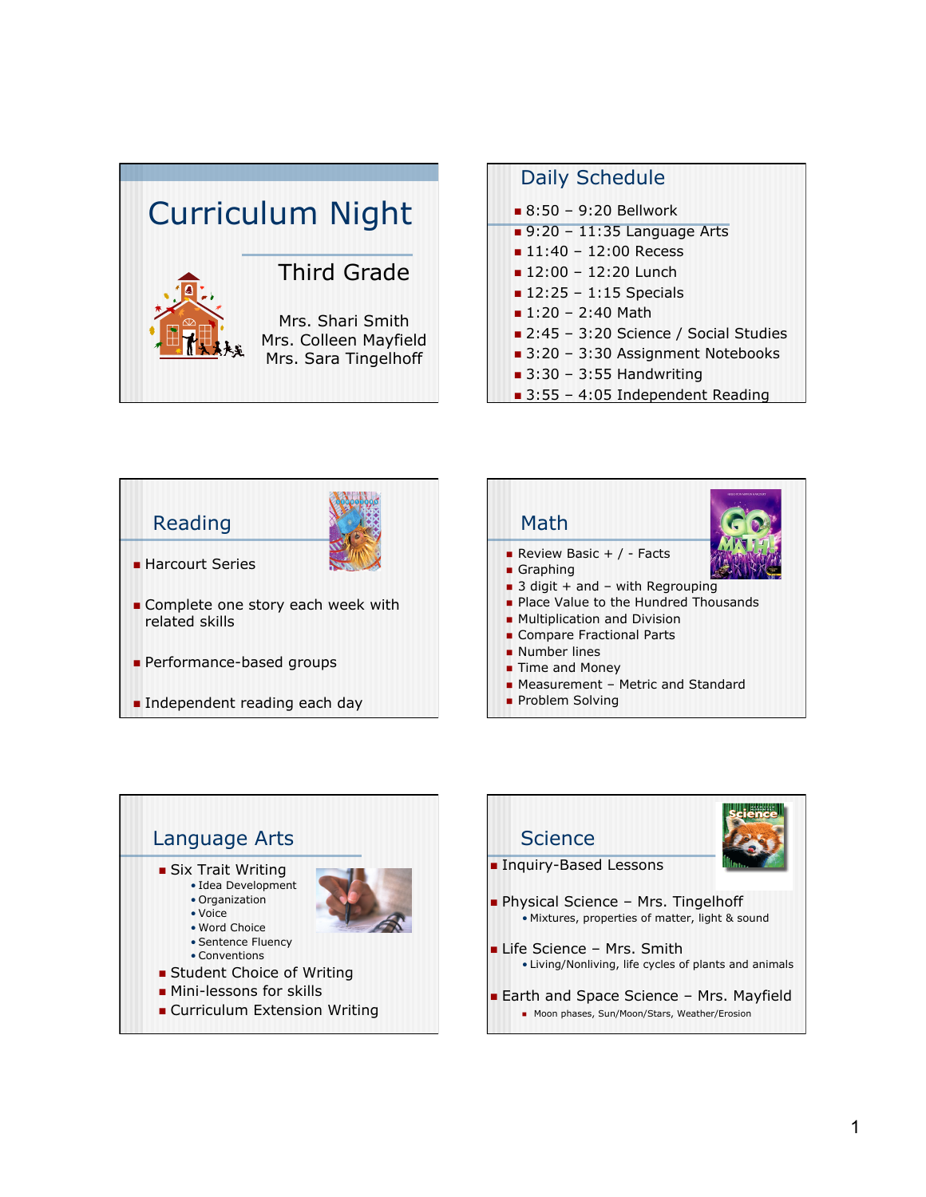# Curriculum Night

## Third Grade

Mrs. Shari Smith
Mrs. Colleen Mayfield
Mrs. Sara Tingelhoff

## Daily Schedule

- 8:50 – 9:20 Bellwork
- 9:20 – 11:35 Language Arts
- 11:40 – 12:00 Recess
- 12:00 – 12:20 Lunch
- 12:25 – 1:15 Specials
- 1:20 – 2:40 Math
- 2:45 – 3:20 Science / Social Studies
- 3:20 – 3:30 Assignment Notebooks
- 3:30 – 3:55 Handwriting
- 3:55 – 4:05 Independent Reading

## Reading

- Harcourt Series
- Complete one story each week with related skills
- Performance-based groups
- Independent reading each day

## Math

- Review Basic + / - Facts
- Graphing
- 3 digit + and – with Regrouping
- Place Value to the Hundred Thousands
- Multiplication and Division
- Compare Fractional Parts
- Number lines
- Time and Money
- Measurement – Metric and Standard
- Problem Solving

## Language Arts

- Six Trait Writing
  - Idea Development
  - Organization
  - Voice
  - Word Choice
  - Sentence Fluency
  - Conventions
- Student Choice of Writing
- Mini-lessons for skills
- Curriculum Extension Writing

## Science

- Inquiry-Based Lessons
- Physical Science – Mrs. Tingelhoff
  - Mixtures, properties of matter, light & sound
- Life Science – Mrs. Smith
  - Living/Nonliving, life cycles of plants and animals
- Earth and Space Science – Mrs. Mayfield
  - Moon phases, Sun/Moon/Stars, Weather/Erosion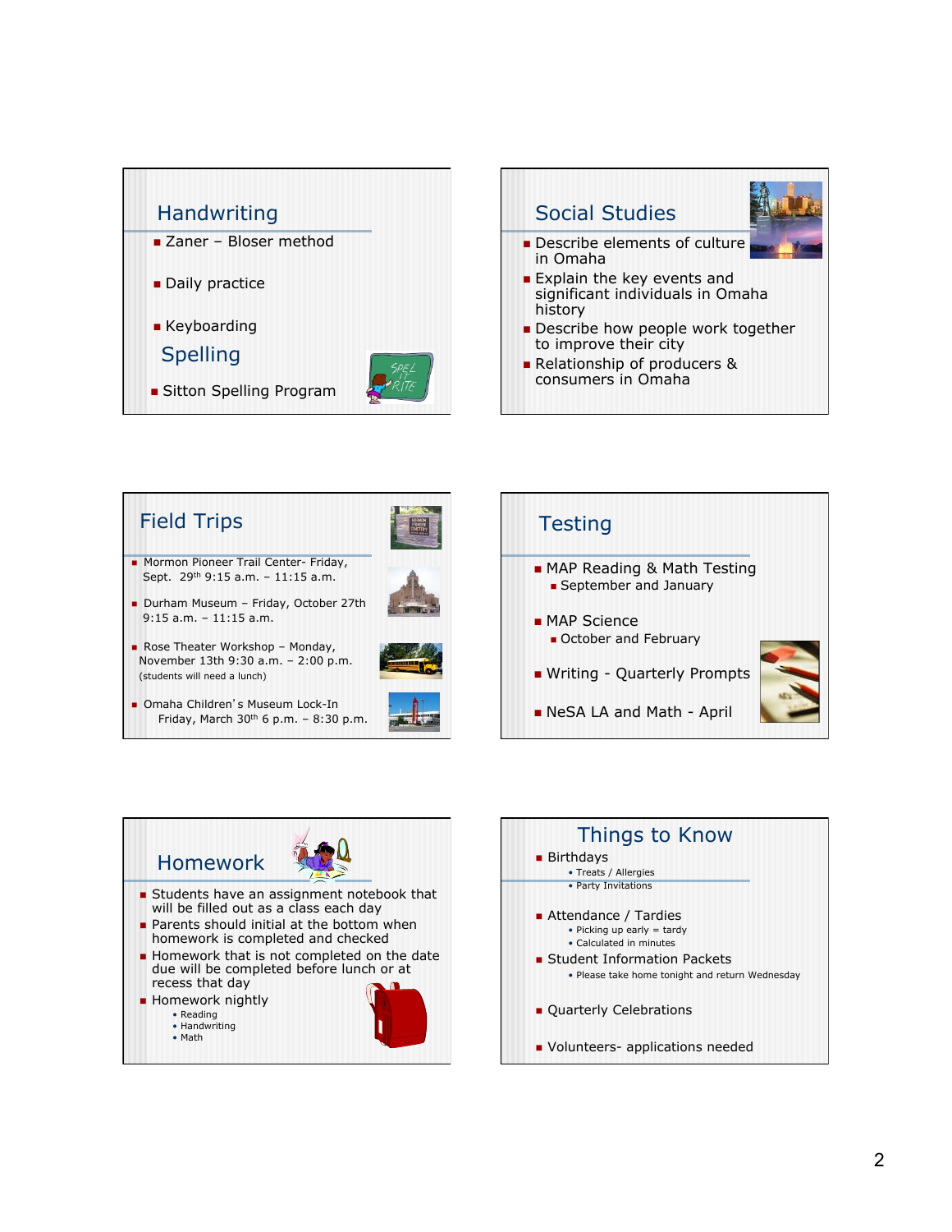## Handwriting

- Zaner – Bloser method
- Daily practice
- Keyboarding

## Spelling

- Sitton Spelling Program

## Social Studies

- Describe elements of culture in Omaha
- Explain the key events and significant individuals in Omaha history
- Describe how people work together to improve their city
- Relationship of producers & consumers in Omaha

## Field Trips

- Mormon Pioneer Trail Center- Friday, Sept. 29th 9:15 a.m. – 11:15 a.m.
- Durham Museum – Friday, October 27th 9:15 a.m. – 11:15 a.m.
- Rose Theater Workshop – Monday, November 13th 9:30 a.m. – 2:00 p.m. (students will need a lunch)
- Omaha Children's Museum Lock-In Friday, March 30th 6 p.m. – 8:30 p.m.

## Testing

- MAP Reading & Math Testing
  - September and January
- MAP Science
  - October and February
- Writing - Quarterly Prompts
- NeSA LA and Math - April

## Homework

- Students have an assignment notebook that will be filled out as a class each day
- Parents should initial at the bottom when homework is completed and checked
- Homework that is not completed on the date due will be completed before lunch or at recess that day
- Homework nightly
  - Reading
  - Handwriting
  - Math

## Things to Know

- Birthdays
  - Treats / Allergies
  - Party Invitations
- Attendance / Tardies
  - Picking up early = tardy
  - Calculated in minutes
- Student Information Packets
  - Please take home tonight and return Wednesday
- Quarterly Celebrations
- Volunteers- applications needed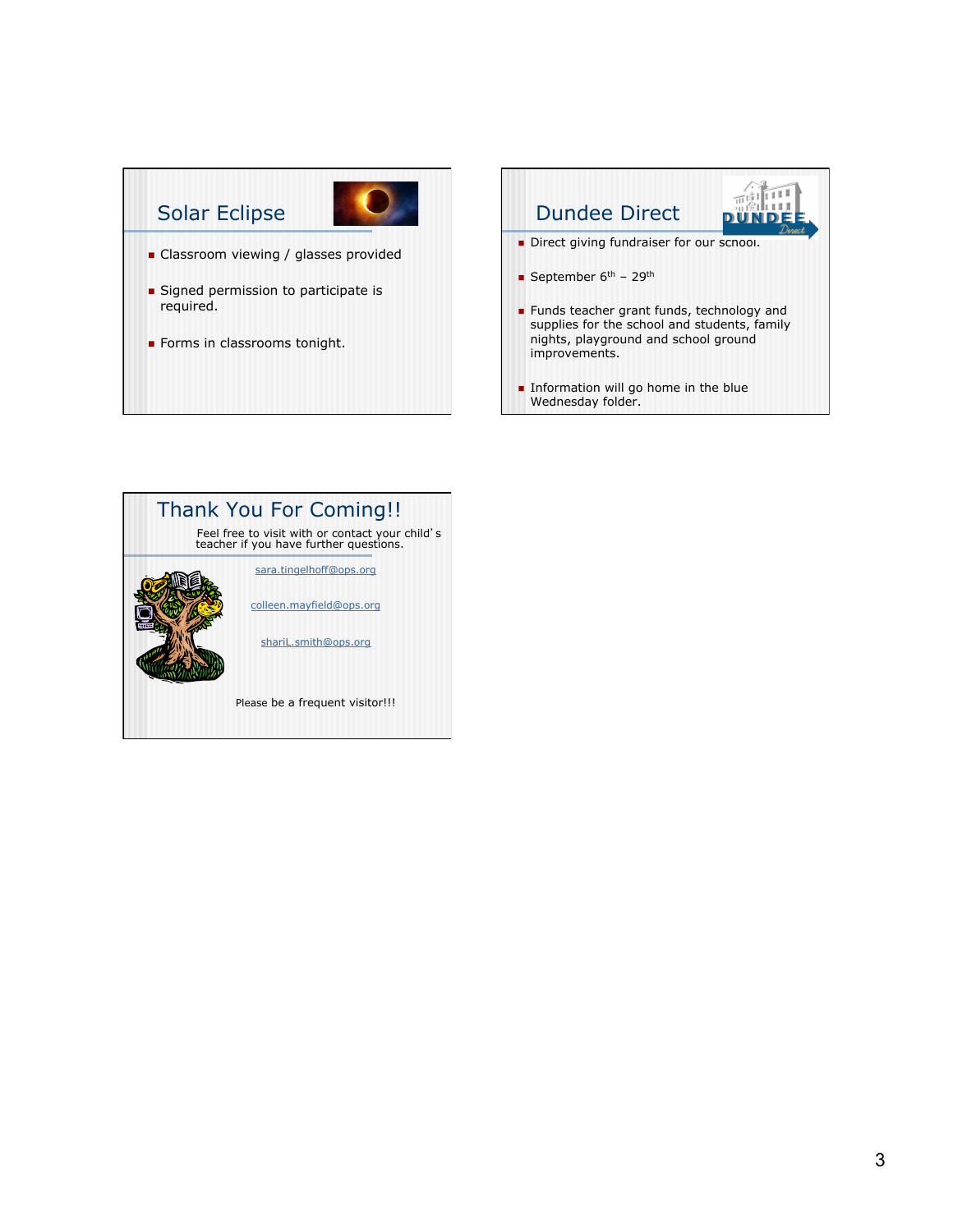## Solar Eclipse

- Classroom viewing / glasses provided
- Signed permission to participate is required.
- Forms in classrooms tonight.

## Dundee Direct

- Direct giving fundraiser for our school.
- September 6th – 29th
- Funds teacher grant funds, technology and supplies for the school and students, family nights, playground and school ground improvements.
- Information will go home in the blue Wednesday folder.

## Thank You For Coming!!

Feel free to visit with or contact your child's teacher if you have further questions.

sara.tingelhoff@ops.org

colleen.mayfield@ops.org

shariL.smith@ops.org

Please be a frequent visitor!!!